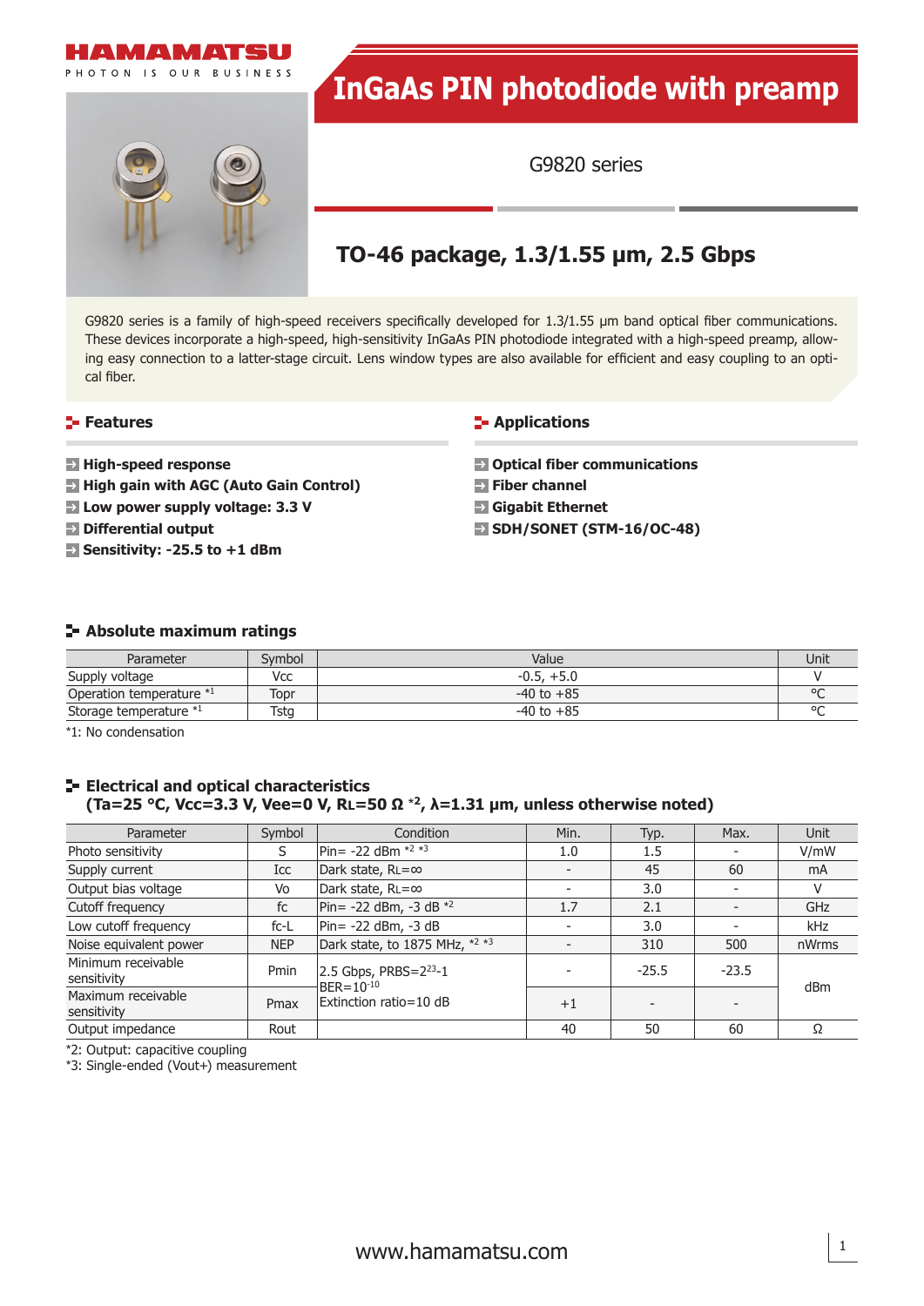# InGaAs PIN photodiode with preamp

G9820 series

## TO-46 package, 1.3/1.55 μm, 2.5 Gbps

G9820 series is a family of high-speed receivers specifically developed for 1.3/1.55 μm band optical fiber communications. These devices incorporate a high-speed, high-sensitivity InGaAs PIN photodiode integrated with a high-speed preamp, allowing easy connection to a latter-stage circuit. Lens window types are also available for efficient and easy coupling to an optical fiber.

### Features

- **High-speed response**
- **High gain with AGC (Auto Gain Control)**
- **Low power supply voltage: 3.3 V**
- **Differential output**
- **Sensitivity: -25.5 to +1 dBm**

### Applications

- **Optical fiber communications**
- **Fiber channel**
- **Gigabit Ethernet**
- **SDH/SONET (STM-16/OC-48)**

### Absolute maximum ratings

| Parameter | Symbol | Value | Unit |
|---|---|---|---|
| Supply voltage | Vcc | -0.5, +5.0 | V |
| Operation temperature *1 | Topr | -40 to +85 | °C |
| Storage temperature *1 | Tstg | -40 to +85 | °C |

*1: No condensation

### Electrical and optical characteristics (Ta=25 °C, Vcc=3.3 V, Vee=0 V, $R_L$=50 Ω *2, λ=1.31 μm, unless otherwise noted)

| Parameter | Symbol | Condition | Min. | Typ. | Max. | Unit |
|---|---|---|---|---|---|---|
| Photo sensitivity | S | Pin= -22 dBm *2 *3 | 1.0 | 1.5 | - | V/mW |
| Supply current | Icc | Dark state, $R_L$=∞ | - | 45 | 60 | mA |
| Output bias voltage | Vo | Dark state, $R_L$=∞ | - | 3.0 | - | V |
| Cutoff frequency | fc | Pin= -22 dBm, -3 dB *2 | 1.7 | 2.1 | - | GHz |
| Low cutoff frequency | fc-L | Pin= -22 dBm, -3 dB | - | 3.0 | - | kHz |
| Noise equivalent power | NEP | Dark state, to 1875 MHz, *2 *3 | - | 310 | 500 | nWrms |
| Minimum receivable sensitivity | Pmin | 2.5 Gbps, PRBS=$2^{23}$-1 BER=$10^{-10}$ Extinction ratio=10 dB | - | -25.5 | -23.5 | dBm |
| Maximum receivable sensitivity | Pmax | | +1 | - | - | dBm |
| Output impedance | Rout | | 40 | 50 | 60 | Ω |

*2: Output: capacitive coupling
*3: Single-ended (Vout+) measurement

www.hamamatsu.com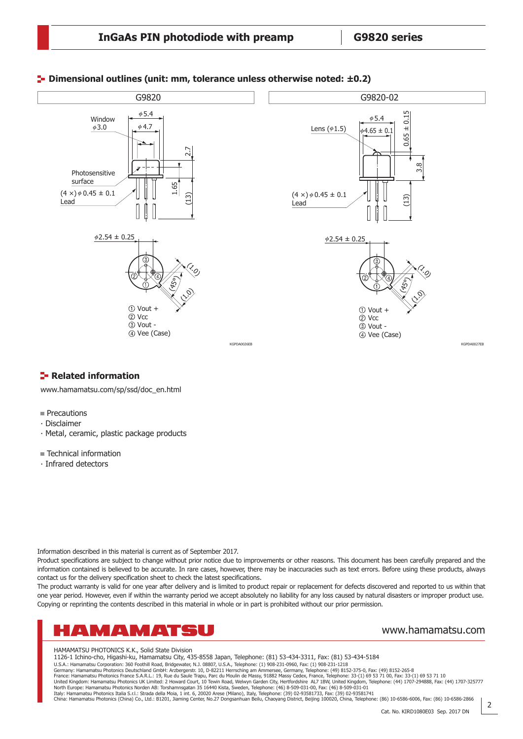## Dimensional outlines (unit: mm, tolerance unless noted otherwise: ±0.2)

G9820

Window
φ3.0
φ5.4
φ4.7
2.7
Photosensitive surface
1.65
(4 ×) φ0.45 ± 0.1
Lead
(13)
φ2.54 ± 0.25
(1.0)
(45°)
(1.0)
① Vout +
② Vcc
③ Vout -
④ Vee (Case)

KGPDA0026EB

G9820-02

φ5.4
Lens (φ1.5)
φ4.65 ± 0.1
0.65 ± 0.15
3.8
(4 ×) φ0.45 ± 0.1
Lead
(13)
φ2.54 ± 0.25
(1.0)
(45°)
(1.0)
① Vout +
② Vcc
③ Vout -
④ Vee (Case)

KGPDA0027EB

## Related information

www.hamamatsu.com/sp/ssd/doc_en.html

- Precautions
  - · Disclaimer
  - · Metal, ceramic, plastic package products
- Technical information
  - · Infrared detectors

Information described in this material is current as of September 2017.

Product specifications are subject to change without prior notice due to improvements or other reasons. This document has been carefully prepared and the information contained is believed to be accurate. In rare cases, however, there may be inaccuracies such as text errors. Before using these products, always contact us for the delivery specification sheet to check the latest specifications.

The product warranty is valid for one year after delivery and is limited to product repair or replacement for defects discovered and reported to us within that one year period. However, even if within the warranty period we accept absolutely no liability for any loss caused by natural disasters or improper product use.

Copying or reprinting the contents described in this material in whole or in part is prohibited without our prior permission.

HAMAMATSU

www.hamamatsu.com

HAMAMATSU PHOTONICS K.K., Solid State Division
1126-1 Ichino-cho, Higashi-ku, Hamamatsu City, 435-8558 Japan, Telephone: (81) 53-434-3311, Fax: (81) 53-434-5184
U.S.A.: Hamamatsu Corporation: 360 Foothill Road, Bridgewater, N.J. 08807, U.S.A., Telephone: (1) 908-231-0960, Fax: (1) 908-231-1218
Germany: Hamamatsu Photonics Deutschland GmbH: Arzbergerstr. 10, D-82211 Herrsching am Ammersee, Germany, Telephone: (49) 8152-375-0, Fax: (49) 8152-265-8
France: Hamamatsu Photonics France S.A.R.L.: 19, Rue du Saule Trapu, Parc du Moulin de Massy, 91882 Massy Cedex, France, Telephone: 33-(1) 69 53 71 00, Fax: 33-(1) 69 53 71 10
United Kingdom: Hamamatsu Photonics UK Limited: 2 Howard Court, 10 Tewin Road, Welwyn Garden City, Hertfordshire AL7 1BW, United Kingdom, Telephone: (44) 1707-294888, Fax: (44) 1707-325777
North Europe: Hamamatsu Photonics Norden AB: Torshamnsgatan 35 16440 Kista, Sweden, Telephone: (46) 8-509-031-00, Fax: (46) 8-509-031-01
Italy: Hamamatsu Photonics Italia S.r.l.: Strada della Moia, 1 int. 6, 20020 Arese (Milano), Italy, Telephone: (39) 02-93581733, Fax: (39) 02-93581741
China: Hamamatsu Photonics (China) Co., Ltd.: B1201, Jiaming Center, No.27 Dongsanhuan Beilu, Chaoyang District, Beijing 100020, China, Telephone: (86) 10-6586-6006, Fax: (86) 10-6586-2866

Cat. No. KIRD1080E03 Sep. 2017 DN